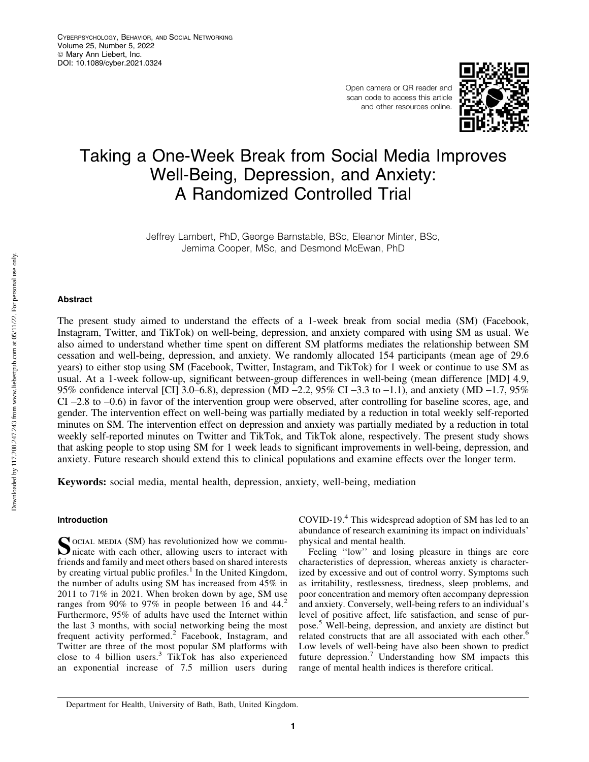# Taking a One-Week Break from Social Media Improves Well-Being, Depression, and Anxiety: A Randomized Controlled Trial

Jeffrey Lambert, PhD, George Barnstable, BSc, Eleanor Minter, BSc, Jemima Cooper, MSc, and Desmond McEwan, PhD

## Abstract

The present study aimed to understand the effects of a 1-week break from social media (SM) (Facebook, Instagram, Twitter, and TikTok) on well-being, depression, and anxiety compared with using SM as usual. We also aimed to understand whether time spent on different SM platforms mediates the relationship between SM cessation and well-being, depression, and anxiety. We randomly allocated 154 participants (mean age of 29.6 years) to either stop using SM (Facebook, Twitter, Instagram, and TikTok) for 1 week or continue to use SM as usual. At a 1-week follow-up, significant between-group differences in well-being (mean difference [MD] 4.9, 95% confidence interval [CI] 3.0–6.8), depression (MD –2.2, 95% CI –3.3 to –1.1), and anxiety (MD –1.7, 95% CI –2.8 to –0.6) in favor of the intervention group were observed, after controlling for baseline scores, age, and gender. The intervention effect on well-being was partially mediated by a reduction in total weekly self-reported minutes on SM. The intervention effect on depression and anxiety was partially mediated by a reduction in total weekly self-reported minutes on Twitter and TikTok, and TikTok alone, respectively. The present study shows that asking people to stop using SM for 1 week leads to significant improvements in well-being, depression, and anxiety. Future research should extend this to clinical populations and examine effects over the longer term.

**Keywords:** social media, mental health, depression, anxiety, well-being, mediation

## Introduction

Social media (SM) has revolutionized how we communicate with each other, allowing users to interact with friends and family and meet others based on shared interests by creating virtual public profiles.[1] In the United Kingdom, the number of adults using SM has increased from 45% in 2011 to 71% in 2021. When broken down by age, SM use ranges from 90% to 97% in people between 16 and 44.[2] Furthermore, 95% of adults have used the Internet within the last 3 months, with social networking being the most frequent activity performed.[2] Facebook, Instagram, and Twitter are three of the most popular SM platforms with close to 4 billion users.[3] TikTok has also experienced an exponential increase of 7.5 million users during COVID-19.[4] This widespread adoption of SM has led to an abundance of research examining its impact on individuals' physical and mental health.

Feeling ''low'' and losing pleasure in things are core characteristics of depression, whereas anxiety is characterized by excessive and out of control worry. Symptoms such as irritability, restlessness, tiredness, sleep problems, and poor concentration and memory often accompany depression and anxiety. Conversely, well-being refers to an individual's level of positive affect, life satisfaction, and sense of purpose.[5] Well-being, depression, and anxiety are distinct but related constructs that are all associated with each other.[6] Low levels of well-being have also been shown to predict future depression.[7] Understanding how SM impacts this range of mental health indices is therefore critical.

Department for Health, University of Bath, Bath, United Kingdom.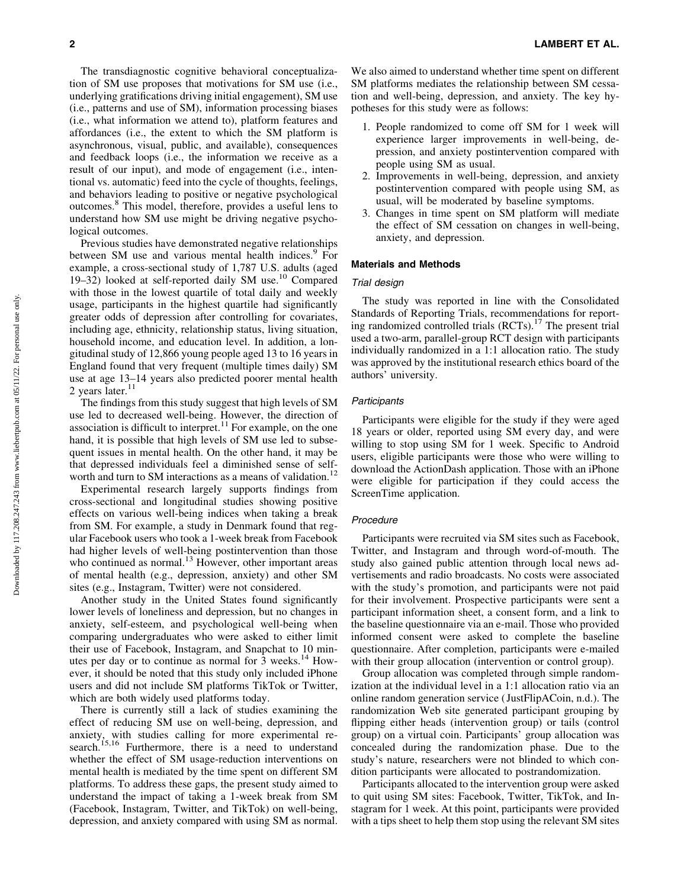The transdiagnostic cognitive behavioral conceptualization of SM use proposes that motivations for SM use (i.e., underlying gratifications driving initial engagement), SM use (i.e., patterns and use of SM), information processing biases (i.e., what information we attend to), platform features and affordances (i.e., the extent to which the SM platform is asynchronous, visual, public, and available), consequences and feedback loops (i.e., the information we receive as a result of our input), and mode of engagement (i.e., intentional vs. automatic) feed into the cycle of thoughts, feelings, and behaviors leading to positive or negative psychological outcomes.[8] This model, therefore, provides a useful lens to understand how SM use might be driving negative psychological outcomes.

Previous studies have demonstrated negative relationships between SM use and various mental health indices.[9] For example, a cross-sectional study of 1,787 U.S. adults (aged 19–32) looked at self-reported daily SM use.[10] Compared with those in the lowest quartile of total daily and weekly usage, participants in the highest quartile had significantly greater odds of depression after controlling for covariates, including age, ethnicity, relationship status, living situation, household income, and education level. In addition, a longitudinal study of 12,866 young people aged 13 to 16 years in England found that very frequent (multiple times daily) SM use at age 13–14 years also predicted poorer mental health 2 years later.[11]

The findings from this study suggest that high levels of SM use led to decreased well-being. However, the direction of association is difficult to interpret.[11] For example, on the one hand, it is possible that high levels of SM use led to subsequent issues in mental health. On the other hand, it may be that depressed individuals feel a diminished sense of self-worth and turn to SM interactions as a means of validation.[12]

Experimental research largely supports findings from cross-sectional and longitudinal studies showing positive effects on various well-being indices when taking a break from SM. For example, a study in Denmark found that regular Facebook users who took a 1-week break from Facebook had higher levels of well-being postintervention than those who continued as normal.[13] However, other important areas of mental health (e.g., depression, anxiety) and other SM sites (e.g., Instagram, Twitter) were not considered.

Another study in the United States found significantly lower levels of loneliness and depression, but no changes in anxiety, self-esteem, and psychological well-being when comparing undergraduates who were asked to either limit their use of Facebook, Instagram, and Snapchat to 10 minutes per day or to continue as normal for 3 weeks.[14] However, it should be noted that this study only included iPhone users and did not include SM platforms TikTok or Twitter, which are both widely used platforms today.

There is currently still a lack of studies examining the effect of reducing SM use on well-being, depression, and anxiety, with studies calling for more experimental research.[15,16] Furthermore, there is a need to understand whether the effect of SM usage-reduction interventions on mental health is mediated by the time spent on different SM platforms. To address these gaps, the present study aimed to understand the impact of taking a 1-week break from SM (Facebook, Instagram, Twitter, and TikTok) on well-being, depression, and anxiety compared with using SM as normal. We also aimed to understand whether time spent on different SM platforms mediates the relationship between SM cessation and well-being, depression, and anxiety. The key hypotheses for this study were as follows:

1. People randomized to come off SM for 1 week will experience larger improvements in well-being, depression, and anxiety postintervention compared with people using SM as usual.
2. Improvements in well-being, depression, and anxiety postintervention compared with people using SM, as usual, will be moderated by baseline symptoms.
3. Changes in time spent on SM platform will mediate the effect of SM cessation on changes in well-being, anxiety, and depression.

## Materials and Methods

### *Trial design*

The study was reported in line with the Consolidated Standards of Reporting Trials, recommendations for reporting randomized controlled trials (RCTs).[17] The present trial used a two-arm, parallel-group RCT design with participants individually randomized in a 1:1 allocation ratio. The study was approved by the institutional research ethics board of the authors' university.

### *Participants*

Participants were eligible for the study if they were aged 18 years or older, reported using SM every day, and were willing to stop using SM for 1 week. Specific to Android users, eligible participants were those who were willing to download the ActionDash application. Those with an iPhone were eligible for participation if they could access the ScreenTime application.

### *Procedure*

Participants were recruited via SM sites such as Facebook, Twitter, and Instagram and through word-of-mouth. The study also gained public attention through local news advertisements and radio broadcasts. No costs were associated with the study's promotion, and participants were not paid for their involvement. Prospective participants were sent a participant information sheet, a consent form, and a link to the baseline questionnaire via an e-mail. Those who provided informed consent were asked to complete the baseline questionnaire. After completion, participants were e-mailed with their group allocation (intervention or control group).

Group allocation was completed through simple randomization at the individual level in a 1:1 allocation ratio via an online random generation service (JustFlipACoin, n.d.). The randomization Web site generated participant grouping by flipping either heads (intervention group) or tails (control group) on a virtual coin. Participants' group allocation was concealed during the randomization phase. Due to the study's nature, researchers were not blinded to which condition participants were allocated to postrandomization.

Participants allocated to the intervention group were asked to quit using SM sites: Facebook, Twitter, TikTok, and Instagram for 1 week. At this point, participants were provided with a tips sheet to help them stop using the relevant SM sites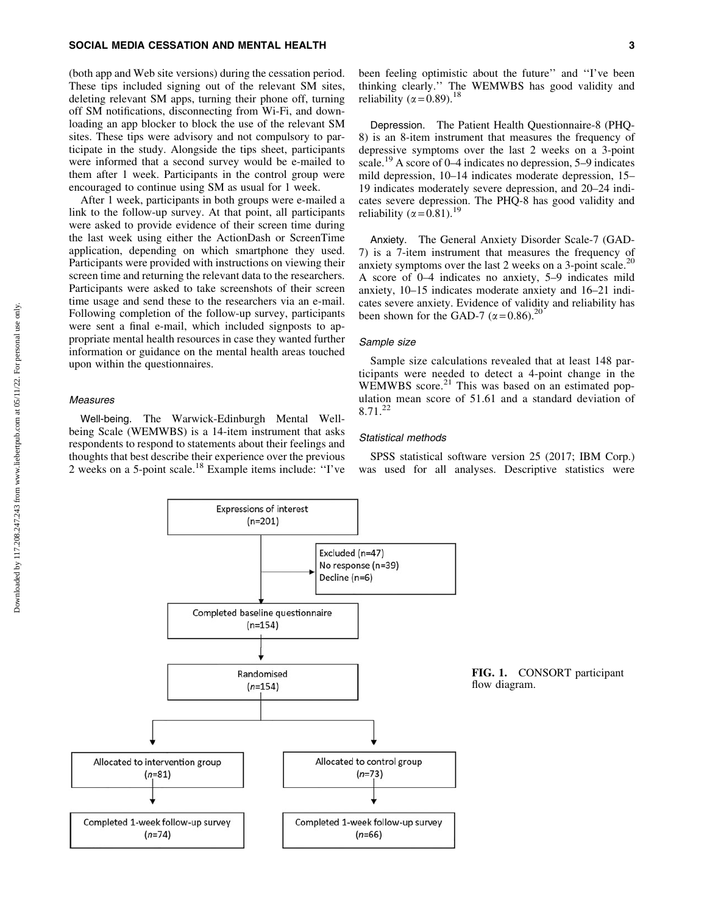(both app and Web site versions) during the cessation period. These tips included signing out of the relevant SM sites, deleting relevant SM apps, turning their phone off, turning off SM notifications, disconnecting from Wi-Fi, and downloading an app blocker to block the use of the relevant SM sites. These tips were advisory and not compulsory to participate in the study. Alongside the tips sheet, participants were informed that a second survey would be e-mailed to them after 1 week. Participants in the control group were encouraged to continue using SM as usual for 1 week.

After 1 week, participants in both groups were e-mailed a link to the follow-up survey. At that point, all participants were asked to provide evidence of their screen time during the last week using either the ActionDash or ScreenTime application, depending on which smartphone they used. Participants were provided with instructions on viewing their screen time and returning the relevant data to the researchers. Participants were asked to take screenshots of their screen time usage and send these to the researchers via an e-mail. Following completion of the follow-up survey, participants were sent a final e-mail, which included signposts to appropriate mental health resources in case they wanted further information or guidance on the mental health areas touched upon within the questionnaires.

### *Measures*

**Well-being.** The Warwick-Edinburgh Mental Well-being Scale (WEMWBS) is a 14-item instrument that asks respondents to respond to statements about their feelings and thoughts that best describe their experience over the previous 2 weeks on a 5-point scale.[18] Example items include: "I've been feeling optimistic about the future" and "I've been thinking clearly." The WEMWBS has good validity and reliability ($\alpha = 0.89$).[18]

**Depression.** The Patient Health Questionnaire-8 (PHQ-8) is an 8-item instrument that measures the frequency of depressive symptoms over the last 2 weeks on a 3-point scale.[19] A score of 0–4 indicates no depression, 5–9 indicates mild depression, 10–14 indicates moderate depression, 15–19 indicates moderately severe depression, and 20–24 indicates severe depression. The PHQ-8 has good validity and reliability ($\alpha = 0.81$).[19]

**Anxiety.** The General Anxiety Disorder Scale-7 (GAD-7) is a 7-item instrument that measures the frequency of anxiety symptoms over the last 2 weeks on a 3-point scale.[20] A score of 0–4 indicates no anxiety, 5–9 indicates mild anxiety, 10–15 indicates moderate anxiety and 16–21 indicates severe anxiety. Evidence of validity and reliability has been shown for the GAD-7 ($\alpha = 0.86$).[20]

### *Sample size*

Sample size calculations revealed that at least 148 participants were needed to detect a 4-point change in the WEMWBS score.[21] This was based on an estimated population mean score of 51.61 and a standard deviation of 8.71.[22]

### *Statistical methods*

SPSS statistical software version 25 (2017; IBM Corp.) was used for all analyses. Descriptive statistics were

Expressions of interest (n=201)
→ Excluded (n=47): No response (n=39), Decline (n=6)
→ Completed baseline questionnaire (n=154)
→ Randomised (n=154)
→ Allocated to intervention group (n=81) → Completed 1-week follow-up survey (n=74)
→ Allocated to control group (n=73) → Completed 1-week follow-up survey (n=66)

**FIG. 1.** CONSORT participant flow diagram.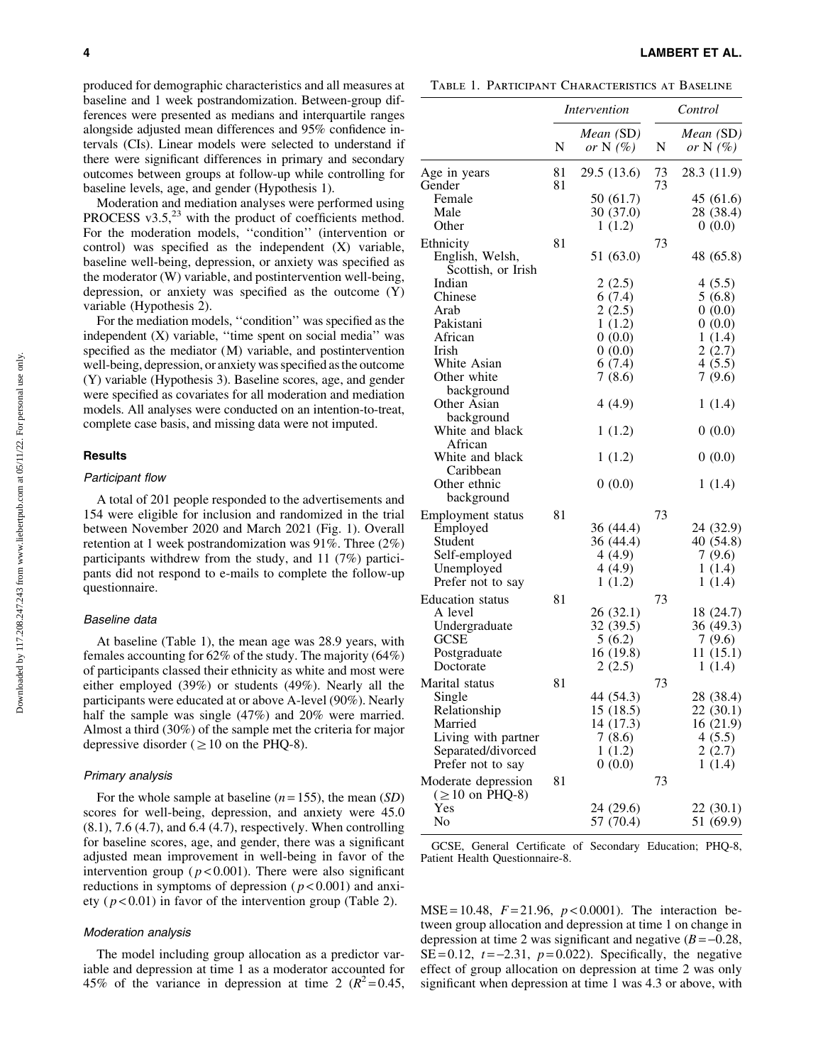produced for demographic characteristics and all measures at baseline and 1 week postrandomization. Between-group differences were presented as medians and interquartile ranges alongside adjusted mean differences and 95% confidence intervals (CIs). Linear models were selected to understand if there were significant differences in primary and secondary outcomes between groups at follow-up while controlling for baseline levels, age, and gender (Hypothesis 1).

Moderation and mediation analyses were performed using PROCESS v3.5,[23] with the product of coefficients method. For the moderation models, ''condition'' (intervention or control) was specified as the independent (X) variable, baseline well-being, depression, or anxiety was specified as the moderator (W) variable, and postintervention well-being, depression, or anxiety was specified as the outcome (Y) variable (Hypothesis 2).

For the mediation models, ''condition'' was specified as the independent (X) variable, ''time spent on social media'' was specified as the mediator (M) variable, and postintervention well-being, depression, or anxiety was specified as the outcome (Y) variable (Hypothesis 3). Baseline scores, age, and gender were specified as covariates for all moderation and mediation models. All analyses were conducted on an intention-to-treat, complete case basis, and missing data were not imputed.

## Results

### Participant flow

A total of 201 people responded to the advertisements and 154 were eligible for inclusion and randomized in the trial between November 2020 and March 2021 (Fig. 1). Overall retention at 1 week postrandomization was 91%. Three (2%) participants withdrew from the study, and 11 (7%) participants did not respond to e-mails to complete the follow-up questionnaire.

### Baseline data

At baseline (Table 1), the mean age was 28.9 years, with females accounting for 62% of the study. The majority (64%) of participants classed their ethnicity as white and most were either employed (39%) or students (49%). Nearly all the participants were educated at or above A-level (90%). Nearly half the sample was single (47%) and 20% were married. Almost a third (30%) of the sample met the criteria for major depressive disorder ($\geq 10$ on the PHQ-8).

### Primary analysis

For the whole sample at baseline ($n = 155$), the mean (*SD*) scores for well-being, depression, and anxiety were 45.0 (8.1), 7.6 (4.7), and 6.4 (4.7), respectively. When controlling for baseline scores, age, and gender, there was a significant adjusted mean improvement in well-being in favor of the intervention group ($p < 0.001$). There were also significant reductions in symptoms of depression ($p < 0.001$) and anxiety ($p < 0.01$) in favor of the intervention group (Table 2).

### Moderation analysis

The model including group allocation as a predictor variable and depression at time 1 as a moderator accounted for 45% of the variance in depression at time 2 ($R^2 = 0.45$, MSE = 10.48, $F = 21.96$, $p < 0.0001$). The interaction between group allocation and depression at time 1 on change in depression at time 2 was significant and negative ($B = -0.28$, SE = 0.12, $t = -2.31$, $p = 0.022$). Specifically, the negative effect of group allocation on depression at time 2 was only significant when depression at time 1 was 4.3 or above, with

Table 1. Participant Characteristics at Baseline

| | *Intervention* | | *Control* | |
|---|---|---|---|---|
| | N | *Mean* (SD) *or* N (%) | N | *Mean* (SD) *or* N (%) |
| Age in years | 81 | 29.5 (13.6) | 73 | 28.3 (11.9) |
| Gender | 81 | | 73 | |
| Female | | 50 (61.7) | | 45 (61.6) |
| Male | | 30 (37.0) | | 28 (38.4) |
| Other | | 1 (1.2) | | 0 (0.0) |
| Ethnicity | 81 | | 73 | |
| English, Welsh, Scottish, or Irish | | 51 (63.0) | | 48 (65.8) |
| Indian | | 2 (2.5) | | 4 (5.5) |
| Chinese | | 6 (7.4) | | 5 (6.8) |
| Arab | | 2 (2.5) | | 0 (0.0) |
| Pakistani | | 1 (1.2) | | 0 (0.0) |
| African | | 0 (0.0) | | 1 (1.4) |
| Irish | | 0 (0.0) | | 2 (2.7) |
| White Asian | | 6 (7.4) | | 4 (5.5) |
| Other white background | | 7 (8.6) | | 7 (9.6) |
| Other Asian background | | 4 (4.9) | | 1 (1.4) |
| White and black African | | 1 (1.2) | | 0 (0.0) |
| White and black Caribbean | | 1 (1.2) | | 0 (0.0) |
| Other ethnic background | | 0 (0.0) | | 1 (1.4) |
| Employment status | 81 | | 73 | |
| Employed | | 36 (44.4) | | 24 (32.9) |
| Student | | 36 (44.4) | | 40 (54.8) |
| Self-employed | | 4 (4.9) | | 7 (9.6) |
| Unemployed | | 4 (4.9) | | 1 (1.4) |
| Prefer not to say | | 1 (1.2) | | 1 (1.4) |
| Education status | 81 | | 73 | |
| A level | | 26 (32.1) | | 18 (24.7) |
| Undergraduate | | 32 (39.5) | | 36 (49.3) |
| GCSE | | 5 (6.2) | | 7 (9.6) |
| Postgraduate | | 16 (19.8) | | 11 (15.1) |
| Doctorate | | 2 (2.5) | | 1 (1.4) |
| Marital status | 81 | | 73 | |
| Single | | 44 (54.3) | | 28 (38.4) |
| Relationship | | 15 (18.5) | | 22 (30.1) |
| Married | | 14 (17.3) | | 16 (21.9) |
| Living with partner | | 7 (8.6) | | 4 (5.5) |
| Separated/divorced | | 1 (1.2) | | 2 (2.7) |
| Prefer not to say | | 0 (0.0) | | 1 (1.4) |
| Moderate depression ($\geq 10$ on PHQ-8) | 81 | | 73 | |
| Yes | | 24 (29.6) | | 22 (30.1) |
| No | | 57 (70.4) | | 51 (69.9) |

GCSE, General Certificate of Secondary Education; PHQ-8, Patient Health Questionnaire-8.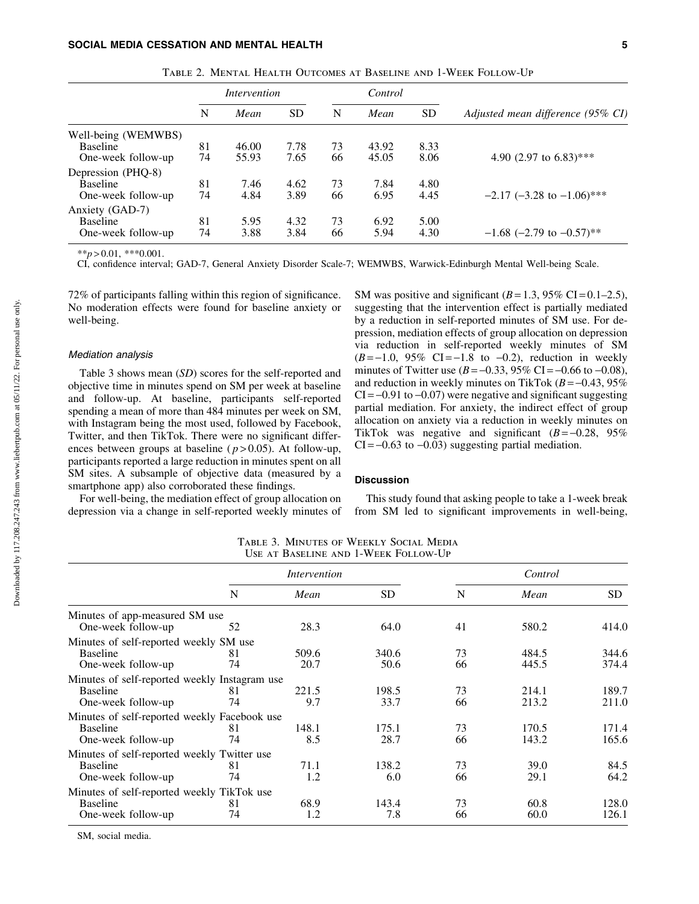Table 2. Mental Health Outcomes at Baseline and 1-Week Follow-Up

| | *Intervention* | | | *Control* | | | |
|---|---|---|---|---|---|---|---|
| | N | *Mean* | SD | N | *Mean* | SD | *Adjusted mean difference (95% CI)* |
| Well-being (WEMWBS) | | | | | | | |
| Baseline | 81 | 46.00 | 7.78 | 73 | 43.92 | 8.33 | |
| One-week follow-up | 74 | 55.93 | 7.65 | 66 | 45.05 | 8.06 | 4.90 (2.97 to 6.83)*** |
| Depression (PHQ-8) | | | | | | | |
| Baseline | 81 | 7.46 | 4.62 | 73 | 7.84 | 4.80 | |
| One-week follow-up | 74 | 4.84 | 3.89 | 66 | 6.95 | 4.45 | −2.17 (−3.28 to −1.06)*** |
| Anxiety (GAD-7) | | | | | | | |
| Baseline | 81 | 5.95 | 4.32 | 73 | 6.92 | 5.00 | |
| One-week follow-up | 74 | 3.88 | 3.84 | 66 | 5.94 | 4.30 | −1.68 (−2.79 to −0.57)** |

**$p > 0.01$, ***0.001.

CI, confidence interval; GAD-7, General Anxiety Disorder Scale-7; WEMWBS, Warwick-Edinburgh Mental Well-being Scale.

72% of participants falling within this region of significance. No moderation effects were found for baseline anxiety or well-being.

#### *Mediation analysis*

Table 3 shows mean (*SD*) scores for the self-reported and objective time in minutes spend on SM per week at baseline and follow-up. At baseline, participants self-reported spending a mean of more than 484 minutes per week on SM, with Instagram being the most used, followed by Facebook, Twitter, and then TikTok. There were no significant differences between groups at baseline ($p > 0.05$). At follow-up, participants reported a large reduction in minutes spent on all SM sites. A subsample of objective data (measured by a smartphone app) also corroborated these findings.

For well-being, the mediation effect of group allocation on depression via a change in self-reported weekly minutes of SM was positive and significant ($B = 1.3$, 95% CI = 0.1–2.5), suggesting that the intervention effect is partially mediated by a reduction in self-reported minutes of SM use. For depression, mediation effects of group allocation on depression via reduction in self-reported weekly minutes of SM ($B = -1.0$, 95% CI = −1.8 to −0.2), reduction in weekly minutes of Twitter use ($B = -0.33$, 95% CI = −0.66 to −0.08), and reduction in weekly minutes on TikTok ($B = -0.43$, 95% CI = −0.91 to −0.07) were negative and significant suggesting partial mediation. For anxiety, the indirect effect of group allocation on anxiety via a reduction in weekly minutes on TikTok was negative and significant ($B = -0.28$, 95% CI = −0.63 to −0.03) suggesting partial mediation.

### Discussion

This study found that asking people to take a 1-week break from SM led to significant improvements in well-being,

Table 3. Minutes of Weekly Social Media Use at Baseline and 1-Week Follow-Up

| | *Intervention* | | | *Control* | | |
|---|---|---|---|---|---|---|
| | N | *Mean* | SD | N | *Mean* | SD |
| Minutes of app-measured SM use | | | | | | |
| One-week follow-up | 52 | 28.3 | 64.0 | 41 | 580.2 | 414.0 |
| Minutes of self-reported weekly SM use | | | | | | |
| Baseline | 81 | 509.6 | 340.6 | 73 | 484.5 | 344.6 |
| One-week follow-up | 74 | 20.7 | 50.6 | 66 | 445.5 | 374.4 |
| Minutes of self-reported weekly Instagram use | | | | | | |
| Baseline | 81 | 221.5 | 198.5 | 73 | 214.1 | 189.7 |
| One-week follow-up | 74 | 9.7 | 33.7 | 66 | 213.2 | 211.0 |
| Minutes of self-reported weekly Facebook use | | | | | | |
| Baseline | 81 | 148.1 | 175.1 | 73 | 170.5 | 171.4 |
| One-week follow-up | 74 | 8.5 | 28.7 | 66 | 143.2 | 165.6 |
| Minutes of self-reported weekly Twitter use | | | | | | |
| Baseline | 81 | 71.1 | 138.2 | 73 | 39.0 | 84.5 |
| One-week follow-up | 74 | 1.2 | 6.0 | 66 | 29.1 | 64.2 |
| Minutes of self-reported weekly TikTok use | | | | | | |
| Baseline | 81 | 68.9 | 143.4 | 73 | 60.8 | 128.0 |
| One-week follow-up | 74 | 1.2 | 7.8 | 66 | 60.0 | 126.1 |

SM, social media.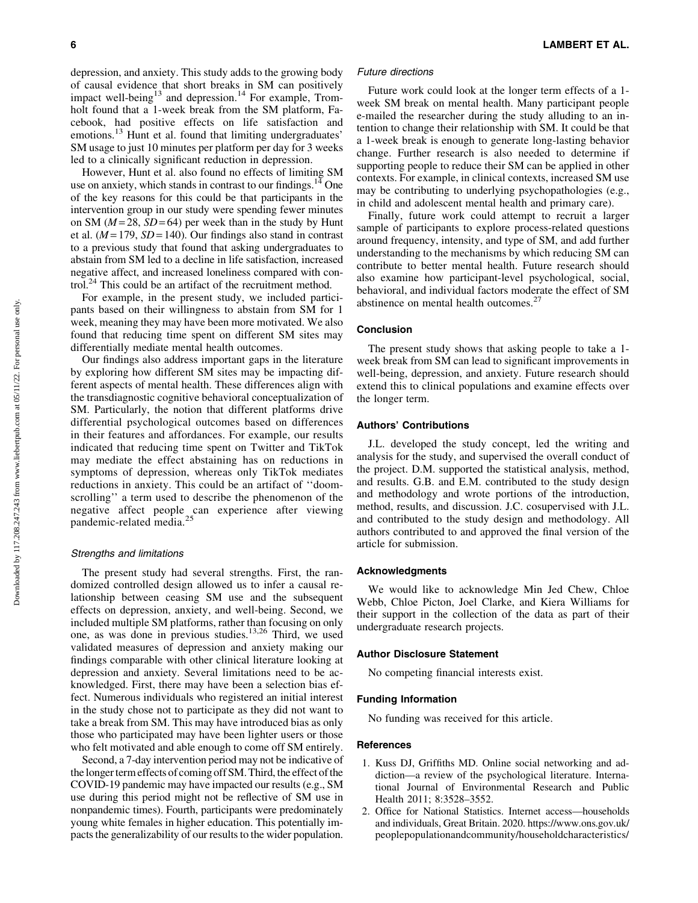depression, and anxiety. This study adds to the growing body of causal evidence that short breaks in SM can positively impact well-being[13] and depression.[14] For example, Tromholt found that a 1-week break from the SM platform, Facebook, had positive effects on life satisfaction and emotions.[13] Hunt et al. found that limiting undergraduates' SM usage to just 10 minutes per platform per day for 3 weeks led to a clinically significant reduction in depression.

However, Hunt et al. also found no effects of limiting SM use on anxiety, which stands in contrast to our findings.[14] One of the key reasons for this could be that participants in the intervention group in our study were spending fewer minutes on SM ($M=28$, $SD=64$) per week than in the study by Hunt et al. ($M=179$, $SD=140$). Our findings also stand in contrast to a previous study that found that asking undergraduates to abstain from SM led to a decline in life satisfaction, increased negative affect, and increased loneliness compared with control.[24] This could be an artifact of the recruitment method.

For example, in the present study, we included participants based on their willingness to abstain from SM for 1 week, meaning they may have been more motivated. We also found that reducing time spent on different SM sites may differentially mediate mental health outcomes.

Our findings also address important gaps in the literature by exploring how different SM sites may be impacting different aspects of mental health. These differences align with the transdiagnostic cognitive behavioral conceptualization of SM. Particularly, the notion that different platforms drive differential psychological outcomes based on differences in their features and affordances. For example, our results indicated that reducing time spent on Twitter and TikTok may mediate the effect abstaining has on reductions in symptoms of depression, whereas only TikTok mediates reductions in anxiety. This could be an artifact of ''doomscrolling'' a term used to describe the phenomenon of the negative affect people can experience after viewing pandemic-related media.[25]

### *Strengths and limitations*

The present study had several strengths. First, the randomized controlled design allowed us to infer a causal relationship between ceasing SM use and the subsequent effects on depression, anxiety, and well-being. Second, we included multiple SM platforms, rather than focusing on only one, as was done in previous studies.[13,26] Third, we used validated measures of depression and anxiety making our findings comparable with other clinical literature looking at depression and anxiety. Several limitations need to be acknowledged. First, there may have been a selection bias effect. Numerous individuals who registered an initial interest in the study chose not to participate as they did not want to take a break from SM. This may have introduced bias as only those who participated may have been lighter users or those who felt motivated and able enough to come off SM entirely.

Second, a 7-day intervention period may not be indicative of the longer term effects of coming off SM. Third, the effect of the COVID-19 pandemic may have impacted our results (e.g., SM use during this period might not be reflective of SM use in nonpandemic times). Fourth, participants were predominately young white females in higher education. This potentially impacts the generalizability of our results to the wider population.

### *Future directions*

Future work could look at the longer term effects of a 1-week SM break on mental health. Many participant people e-mailed the researcher during the study alluding to an intention to change their relationship with SM. It could be that a 1-week break is enough to generate long-lasting behavior change. Further research is also needed to determine if supporting people to reduce their SM can be applied in other contexts. For example, in clinical contexts, increased SM use may be contributing to underlying psychopathologies (e.g., in child and adolescent mental health and primary care).

Finally, future work could attempt to recruit a larger sample of participants to explore process-related questions around frequency, intensity, and type of SM, and add further understanding to the mechanisms by which reducing SM can contribute to better mental health. Future research should also examine how participant-level psychological, social, behavioral, and individual factors moderate the effect of SM abstinence on mental health outcomes.[27]

## Conclusion

The present study shows that asking people to take a 1-week break from SM can lead to significant improvements in well-being, depression, and anxiety. Future research should extend this to clinical populations and examine effects over the longer term.

## Authors' Contributions

J.L. developed the study concept, led the writing and analysis for the study, and supervised the overall conduct of the project. D.M. supported the statistical analysis, method, and results. G.B. and E.M. contributed to the study design and methodology and wrote portions of the introduction, method, results, and discussion. J.C. cosupervised with J.L. and contributed to the study design and methodology. All authors contributed to and approved the final version of the article for submission.

## Acknowledgments

We would like to acknowledge Min Jed Chew, Chloe Webb, Chloe Picton, Joel Clarke, and Kiera Williams for their support in the collection of the data as part of their undergraduate research projects.

## Author Disclosure Statement

No competing financial interests exist.

## Funding Information

No funding was received for this article.

## References

1. Kuss DJ, Griffiths MD. Online social networking and addiction—a review of the psychological literature. International Journal of Environmental Research and Public Health 2011; 8:3528–3552.
2. Office for National Statistics. Internet access—households and individuals, Great Britain. 2020. https://www.ons.gov.uk/peoplepopulationandcommunity/householdcharacteristics/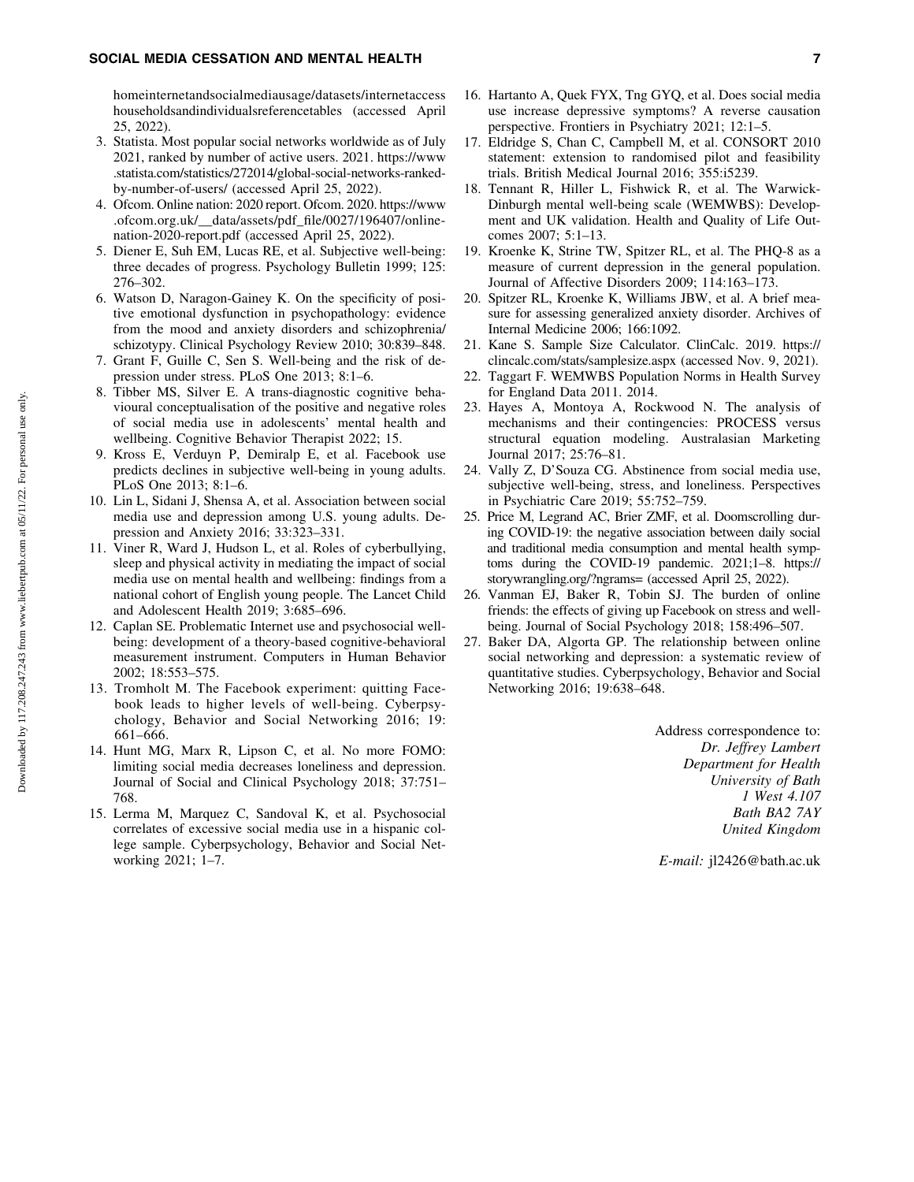homeinternetandsocialmediausage/datasets/internetaccesshouseholdsandindividualsreferencetables (accessed April 25, 2022).

3. Statista. Most popular social networks worldwide as of July 2021, ranked by number of active users. 2021. https://www.statista.com/statistics/272014/global-social-networks-ranked-by-number-of-users/ (accessed April 25, 2022).
4. Ofcom. Online nation: 2020 report. Ofcom. 2020. https://www.ofcom.org.uk/__data/assets/pdf_file/0027/196407/online-nation-2020-report.pdf (accessed April 25, 2022).
5. Diener E, Suh EM, Lucas RE, et al. Subjective well-being: three decades of progress. Psychology Bulletin 1999; 125: 276–302.
6. Watson D, Naragon-Gainey K. On the specificity of positive emotional dysfunction in psychopathology: evidence from the mood and anxiety disorders and schizophrenia/schizotypy. Clinical Psychology Review 2010; 30:839–848.
7. Grant F, Guille C, Sen S. Well-being and the risk of depression under stress. PLoS One 2013; 8:1–6.
8. Tibber MS, Silver E. A trans-diagnostic cognitive behavioural conceptualisation of the positive and negative roles of social media use in adolescents' mental health and wellbeing. Cognitive Behavior Therapist 2022; 15.
9. Kross E, Verduyn P, Demiralp E, et al. Facebook use predicts declines in subjective well-being in young adults. PLoS One 2013; 8:1–6.
10. Lin L, Sidani J, Shensa A, et al. Association between social media use and depression among U.S. young adults. Depression and Anxiety 2016; 33:323–331.
11. Viner R, Ward J, Hudson L, et al. Roles of cyberbullying, sleep and physical activity in mediating the impact of social media use on mental health and wellbeing: findings from a national cohort of English young people. The Lancet Child and Adolescent Health 2019; 3:685–696.
12. Caplan SE. Problematic Internet use and psychosocial wellbeing: development of a theory-based cognitive-behavioral measurement instrument. Computers in Human Behavior 2002; 18:553–575.
13. Tromholt M. The Facebook experiment: quitting Facebook leads to higher levels of well-being. Cyberpsychology, Behavior and Social Networking 2016; 19: 661–666.
14. Hunt MG, Marx R, Lipson C, et al. No more FOMO: limiting social media decreases loneliness and depression. Journal of Social and Clinical Psychology 2018; 37:751–768.
15. Lerma M, Marquez C, Sandoval K, et al. Psychosocial correlates of excessive social media use in a hispanic college sample. Cyberpsychology, Behavior and Social Networking 2021; 1–7.
16. Hartanto A, Quek FYX, Tng GYQ, et al. Does social media use increase depressive symptoms? A reverse causation perspective. Frontiers in Psychiatry 2021; 12:1–5.
17. Eldridge S, Chan C, Campbell M, et al. CONSORT 2010 statement: extension to randomised pilot and feasibility trials. British Medical Journal 2016; 355:i5239.
18. Tennant R, Hiller L, Fishwick R, et al. The Warwick-Dinburgh mental well-being scale (WEMWBS): Development and UK validation. Health and Quality of Life Outcomes 2007; 5:1–13.
19. Kroenke K, Strine TW, Spitzer RL, et al. The PHQ-8 as a measure of current depression in the general population. Journal of Affective Disorders 2009; 114:163–173.
20. Spitzer RL, Kroenke K, Williams JBW, et al. A brief measure for assessing generalized anxiety disorder. Archives of Internal Medicine 2006; 166:1092.
21. Kane S. Sample Size Calculator. ClinCalc. 2019. https://clincalc.com/stats/samplesize.aspx (accessed Nov. 9, 2021).
22. Taggart F. WEMWBS Population Norms in Health Survey for England Data 2011. 2014.
23. Hayes A, Montoya A, Rockwood N. The analysis of mechanisms and their contingencies: PROCESS versus structural equation modeling. Australasian Marketing Journal 2017; 25:76–81.
24. Vally Z, D'Souza CG. Abstinence from social media use, subjective well-being, stress, and loneliness. Perspectives in Psychiatric Care 2019; 55:752–759.
25. Price M, Legrand AC, Brier ZMF, et al. Doomscrolling during COVID-19: the negative association between daily social and traditional media consumption and mental health symptoms during the COVID-19 pandemic. 2021;1–8. https://storywrangling.org/?ngrams= (accessed April 25, 2022).
26. Vanman EJ, Baker R, Tobin SJ. The burden of online friends: the effects of giving up Facebook on stress and wellbeing. Journal of Social Psychology 2018; 158:496–507.
27. Baker DA, Algorta GP. The relationship between online social networking and depression: a systematic review of quantitative studies. Cyberpsychology, Behavior and Social Networking 2016; 19:638–648.

Address correspondence to:
*Dr. Jeffrey Lambert*
*Department for Health*
*University of Bath*
*1 West 4.107*
*Bath BA2 7AY*
*United Kingdom*

*E-mail:* jl2426@bath.ac.uk